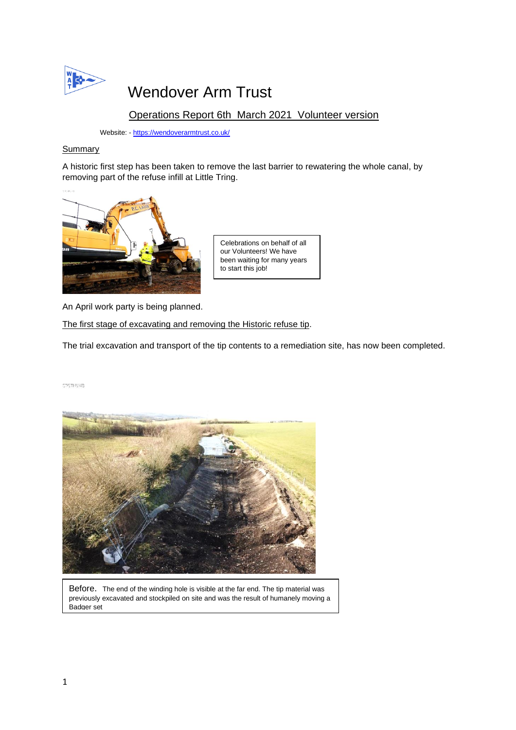# Wendover Arm Trust

## Operations Report 6th March 2021 Volunteer version

Website: - https://wendoverarmtrust.co.uk/

Summary

A historic first step has been taken to remove the last barrier to rewatering the whole canal, by removing part of the refuse infill at Little Tring.

Celebrations on behalf of all our Volunteers! We have been waiting for many years to start this job!

An April work party is being planned.

The first stage of excavating and removing the Historic refuse tip.

The trial excavation and transport of the tip contents to a remediation site, has now been completed.

Before. The end of the winding hole is visible at the far end. The tip material was previously excavated and stockpiled on site and was the result of humanely moving a Badger set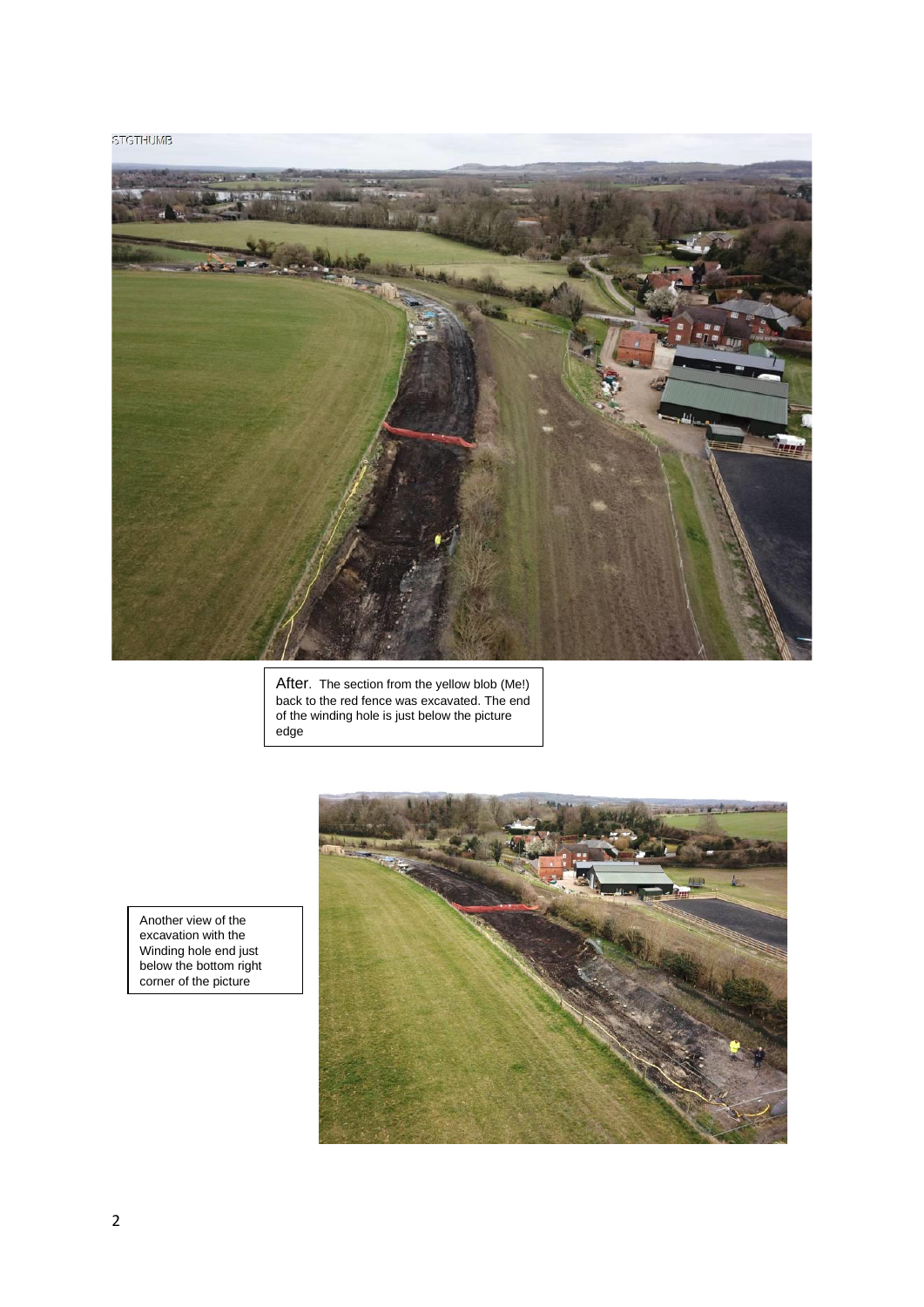After. The section from the yellow blob (Me!) back to the red fence was excavated. The end of the winding hole is just below the picture edge

Another view of the excavation with the Winding hole end just below the bottom right corner of the picture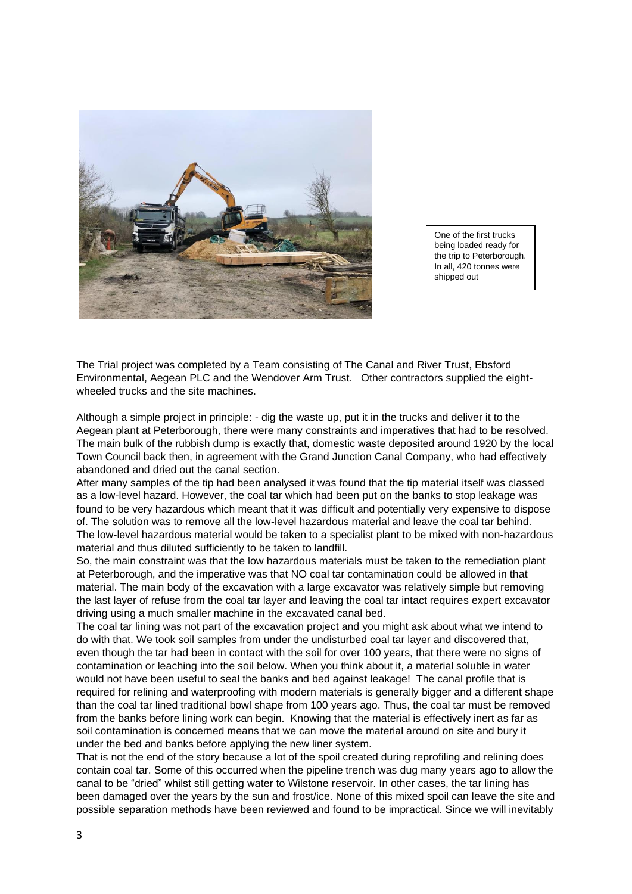One of the first trucks being loaded ready for the trip to Peterborough. In all, 420 tonnes were shipped out

The Trial project was completed by a Team consisting of The Canal and River Trust, Ebsford Environmental, Aegean PLC and the Wendover Arm Trust. Other contractors supplied the eight-wheeled trucks and the site machines.

Although a simple project in principle: - dig the waste up, put it in the trucks and deliver it to the Aegean plant at Peterborough, there were many constraints and imperatives that had to be resolved. The main bulk of the rubbish dump is exactly that, domestic waste deposited around 1920 by the local Town Council back then, in agreement with the Grand Junction Canal Company, who had effectively abandoned and dried out the canal section.

After many samples of the tip had been analysed it was found that the tip material itself was classed as a low-level hazard. However, the coal tar which had been put on the banks to stop leakage was found to be very hazardous which meant that it was difficult and potentially very expensive to dispose of. The solution was to remove all the low-level hazardous material and leave the coal tar behind. The low-level hazardous material would be taken to a specialist plant to be mixed with non-hazardous material and thus diluted sufficiently to be taken to landfill.

So, the main constraint was that the low hazardous materials must be taken to the remediation plant at Peterborough, and the imperative was that NO coal tar contamination could be allowed in that material. The main body of the excavation with a large excavator was relatively simple but removing the last layer of refuse from the coal tar layer and leaving the coal tar intact requires expert excavator driving using a much smaller machine in the excavated canal bed.

The coal tar lining was not part of the excavation project and you might ask about what we intend to do with that. We took soil samples from under the undisturbed coal tar layer and discovered that, even though the tar had been in contact with the soil for over 100 years, that there were no signs of contamination or leaching into the soil below. When you think about it, a material soluble in water would not have been useful to seal the banks and bed against leakage! The canal profile that is required for relining and waterproofing with modern materials is generally bigger and a different shape than the coal tar lined traditional bowl shape from 100 years ago. Thus, the coal tar must be removed from the banks before lining work can begin. Knowing that the material is effectively inert as far as soil contamination is concerned means that we can move the material around on site and bury it under the bed and banks before applying the new liner system.

That is not the end of the story because a lot of the spoil created during reprofiling and relining does contain coal tar. Some of this occurred when the pipeline trench was dug many years ago to allow the canal to be "dried" whilst still getting water to Wilstone reservoir. In other cases, the tar lining has been damaged over the years by the sun and frost/ice. None of this mixed spoil can leave the site and possible separation methods have been reviewed and found to be impractical. Since we will inevitably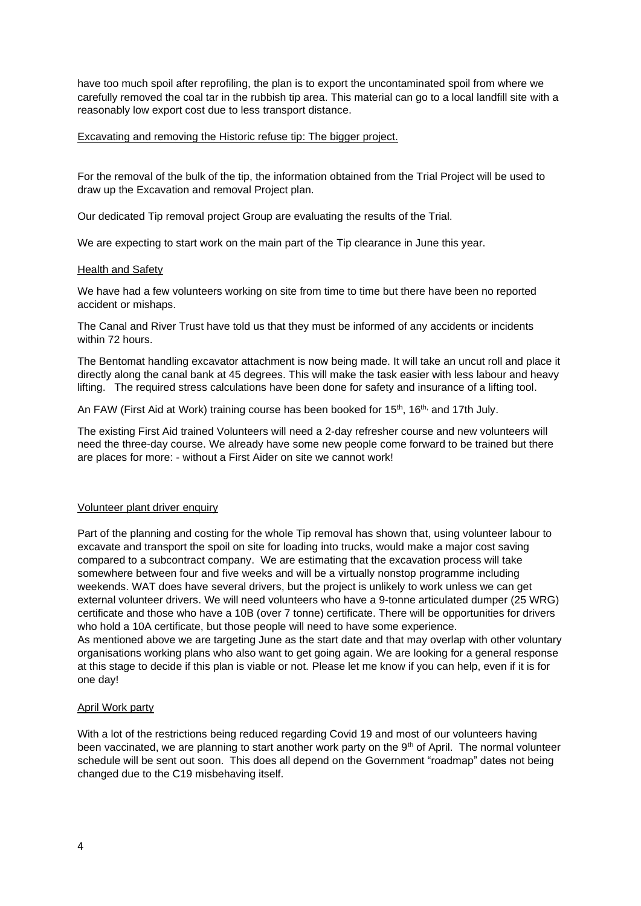have too much spoil after reprofiling, the plan is to export the uncontaminated spoil from where we carefully removed the coal tar in the rubbish tip area. This material can go to a local landfill site with a reasonably low export cost due to less transport distance.

## Excavating and removing the Historic refuse tip: The bigger project.

For the removal of the bulk of the tip, the information obtained from the Trial Project will be used to draw up the Excavation and removal Project plan.

Our dedicated Tip removal project Group are evaluating the results of the Trial.

We are expecting to start work on the main part of the Tip clearance in June this year.

## Health and Safety

We have had a few volunteers working on site from time to time but there have been no reported accident or mishaps.

The Canal and River Trust have told us that they must be informed of any accidents or incidents within 72 hours.

The Bentomat handling excavator attachment is now being made. It will take an uncut roll and place it directly along the canal bank at 45 degrees. This will make the task easier with less labour and heavy lifting. The required stress calculations have been done for safety and insurance of a lifting tool.

An FAW (First Aid at Work) training course has been booked for 15th, 16th, and 17th July.

The existing First Aid trained Volunteers will need a 2-day refresher course and new volunteers will need the three-day course. We already have some new people come forward to be trained but there are places for more: - without a First Aider on site we cannot work!

## Volunteer plant driver enquiry

Part of the planning and costing for the whole Tip removal has shown that, using volunteer labour to excavate and transport the spoil on site for loading into trucks, would make a major cost saving compared to a subcontract company. We are estimating that the excavation process will take somewhere between four and five weeks and will be a virtually nonstop programme including weekends. WAT does have several drivers, but the project is unlikely to work unless we can get external volunteer drivers. We will need volunteers who have a 9-tonne articulated dumper (25 WRG) certificate and those who have a 10B (over 7 tonne) certificate. There will be opportunities for drivers who hold a 10A certificate, but those people will need to have some experience.
As mentioned above we are targeting June as the start date and that may overlap with other voluntary organisations working plans who also want to get going again. We are looking for a general response at this stage to decide if this plan is viable or not. Please let me know if you can help, even if it is for one day!

## April Work party

With a lot of the restrictions being reduced regarding Covid 19 and most of our volunteers having been vaccinated, we are planning to start another work party on the 9th of April. The normal volunteer schedule will be sent out soon. This does all depend on the Government "roadmap" dates not being changed due to the C19 misbehaving itself.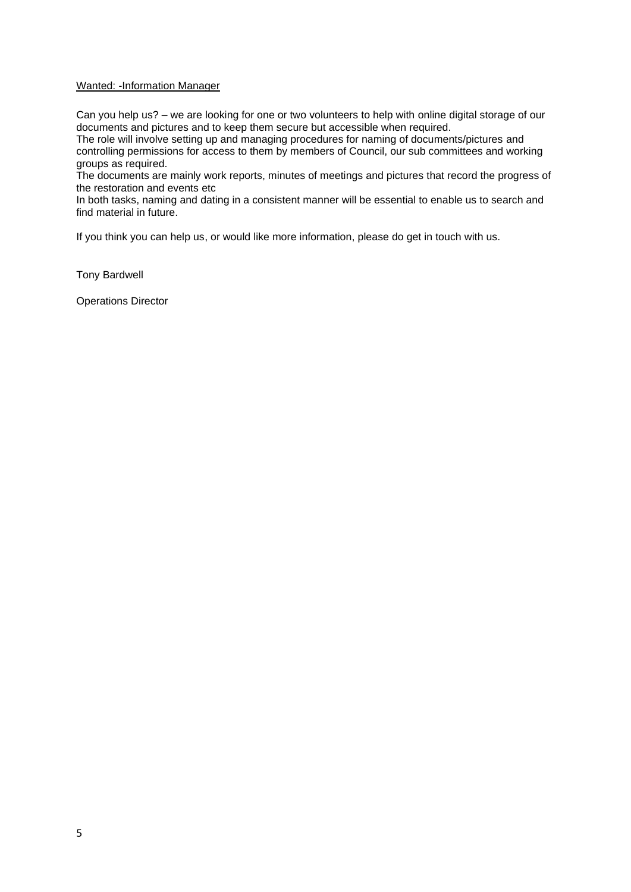Wanted: -Information Manager

Can you help us? – we are looking for one or two volunteers to help with online digital storage of our documents and pictures and to keep them secure but accessible when required.
The role will involve setting up and managing procedures for naming of documents/pictures and controlling permissions for access to them by members of Council, our sub committees and working groups as required.
The documents are mainly work reports, minutes of meetings and pictures that record the progress of the restoration and events etc
In both tasks, naming and dating in a consistent manner will be essential to enable us to search and find material in future.

If you think you can help us, or would like more information, please do get in touch with us.

Tony Bardwell

Operations Director